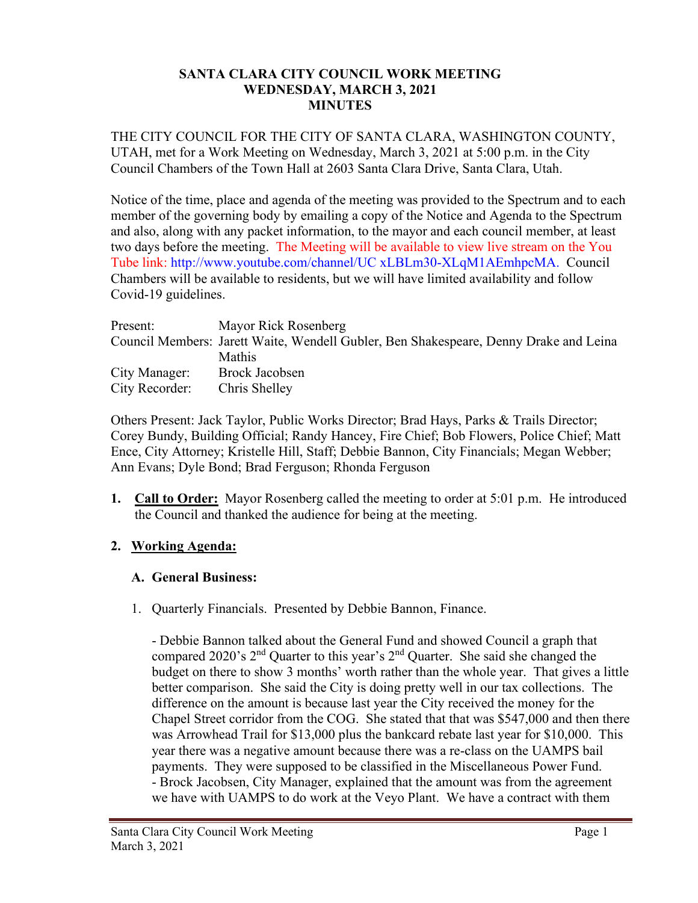**SANTA CLARA CITY COUNCIL WORK MEETING**
**WEDNESDAY, MARCH 3, 2021**
**MINUTES**

THE CITY COUNCIL FOR THE CITY OF SANTA CLARA, WASHINGTON COUNTY, UTAH, met for a Work Meeting on Wednesday, March 3, 2021 at 5:00 p.m. in the City Council Chambers of the Town Hall at 2603 Santa Clara Drive, Santa Clara, Utah.

Notice of the time, place and agenda of the meeting was provided to the Spectrum and to each member of the governing body by emailing a copy of the Notice and Agenda to the Spectrum and also, along with any packet information, to the mayor and each council member, at least two days before the meeting. The Meeting will be available to view live stream on the You Tube link: http://www.youtube.com/channel/UC xLBLm30-XLqM1AEmhpcMA. Council Chambers will be available to residents, but we will have limited availability and follow Covid-19 guidelines.

| | |
|---|---|
| Present: | Mayor Rick Rosenberg |
| Council Members: | Jarett Waite, Wendell Gubler, Ben Shakespeare, Denny Drake and Leina Mathis |
| City Manager: | Brock Jacobsen |
| City Recorder: | Chris Shelley |

Others Present: Jack Taylor, Public Works Director; Brad Hays, Parks & Trails Director; Corey Bundy, Building Official; Randy Hancey, Fire Chief; Bob Flowers, Police Chief; Matt Ence, City Attorney; Kristelle Hill, Staff; Debbie Bannon, City Financials; Megan Webber; Ann Evans; Dyle Bond; Brad Ferguson; Rhonda Ferguson

1. **Call to Order:** Mayor Rosenberg called the meeting to order at 5:01 p.m. He introduced the Council and thanked the audience for being at the meeting.

2. **Working Agenda:**

   **A. General Business:**

   1. Quarterly Financials. Presented by Debbie Bannon, Finance.

      - Debbie Bannon talked about the General Fund and showed Council a graph that compared 2020's 2nd Quarter to this year's 2nd Quarter. She said she changed the budget on there to show 3 months' worth rather than the whole year. That gives a little better comparison. She said the City is doing pretty well in our tax collections. The difference on the amount is because last year the City received the money for the Chapel Street corridor from the COG. She stated that that was $547,000 and then there was Arrowhead Trail for $13,000 plus the bankcard rebate last year for $10,000. This year there was a negative amount because there was a re-class on the UAMPS bail payments. They were supposed to be classified in the Miscellaneous Power Fund.
      - Brock Jacobsen, City Manager, explained that the amount was from the agreement we have with UAMPS to do work at the Veyo Plant. We have a contract with them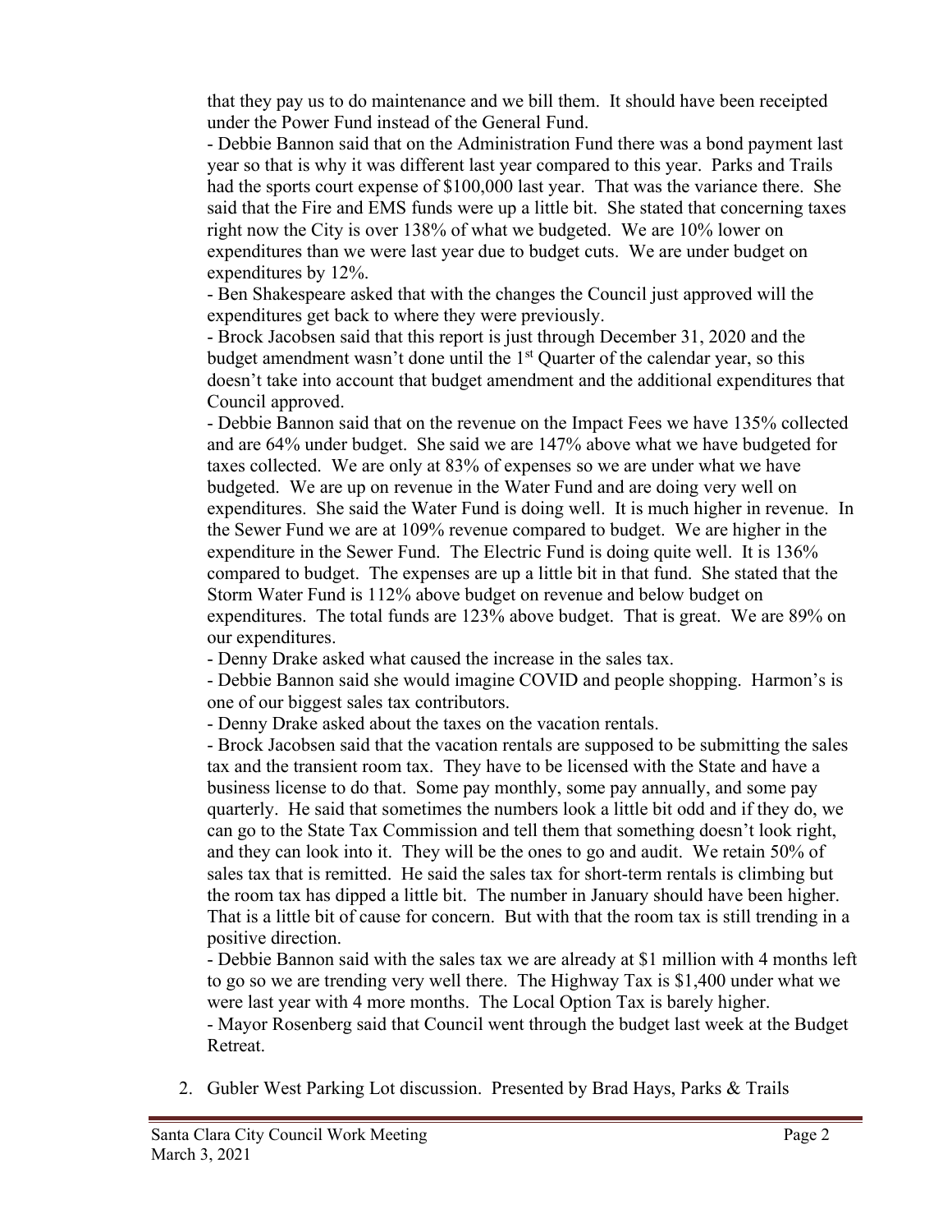that they pay us to do maintenance and we bill them. It should have been receipted under the Power Fund instead of the General Fund.

- Debbie Bannon said that on the Administration Fund there was a bond payment last year so that is why it was different last year compared to this year. Parks and Trails had the sports court expense of $100,000 last year. That was the variance there. She said that the Fire and EMS funds were up a little bit. She stated that concerning taxes right now the City is over 138% of what we budgeted. We are 10% lower on expenditures than we were last year due to budget cuts. We are under budget on expenditures by 12%.
- Ben Shakespeare asked that with the changes the Council just approved will the expenditures get back to where they were previously.
- Brock Jacobsen said that this report is just through December 31, 2020 and the budget amendment wasn't done until the 1st Quarter of the calendar year, so this doesn't take into account that budget amendment and the additional expenditures that Council approved.
- Debbie Bannon said that on the revenue on the Impact Fees we have 135% collected and are 64% under budget. She said we are 147% above what we have budgeted for taxes collected. We are only at 83% of expenses so we are under what we have budgeted. We are up on revenue in the Water Fund and are doing very well on expenditures. She said the Water Fund is doing well. It is much higher in revenue. In the Sewer Fund we are at 109% revenue compared to budget. We are higher in the expenditure in the Sewer Fund. The Electric Fund is doing quite well. It is 136% compared to budget. The expenses are up a little bit in that fund. She stated that the Storm Water Fund is 112% above budget on revenue and below budget on expenditures. The total funds are 123% above budget. That is great. We are 89% on our expenditures.
- Denny Drake asked what caused the increase in the sales tax.
- Debbie Bannon said she would imagine COVID and people shopping. Harmon's is one of our biggest sales tax contributors.
- Denny Drake asked about the taxes on the vacation rentals.
- Brock Jacobsen said that the vacation rentals are supposed to be submitting the sales tax and the transient room tax. They have to be licensed with the State and have a business license to do that. Some pay monthly, some pay annually, and some pay quarterly. He said that sometimes the numbers look a little bit odd and if they do, we can go to the State Tax Commission and tell them that something doesn't look right, and they can look into it. They will be the ones to go and audit. We retain 50% of sales tax that is remitted. He said the sales tax for short-term rentals is climbing but the room tax has dipped a little bit. The number in January should have been higher. That is a little bit of cause for concern. But with that the room tax is still trending in a positive direction.
- Debbie Bannon said with the sales tax we are already at $1 million with 4 months left to go so we are trending very well there. The Highway Tax is $1,400 under what we were last year with 4 more months. The Local Option Tax is barely higher.
- Mayor Rosenberg said that Council went through the budget last week at the Budget Retreat.

2. Gubler West Parking Lot discussion. Presented by Brad Hays, Parks & Trails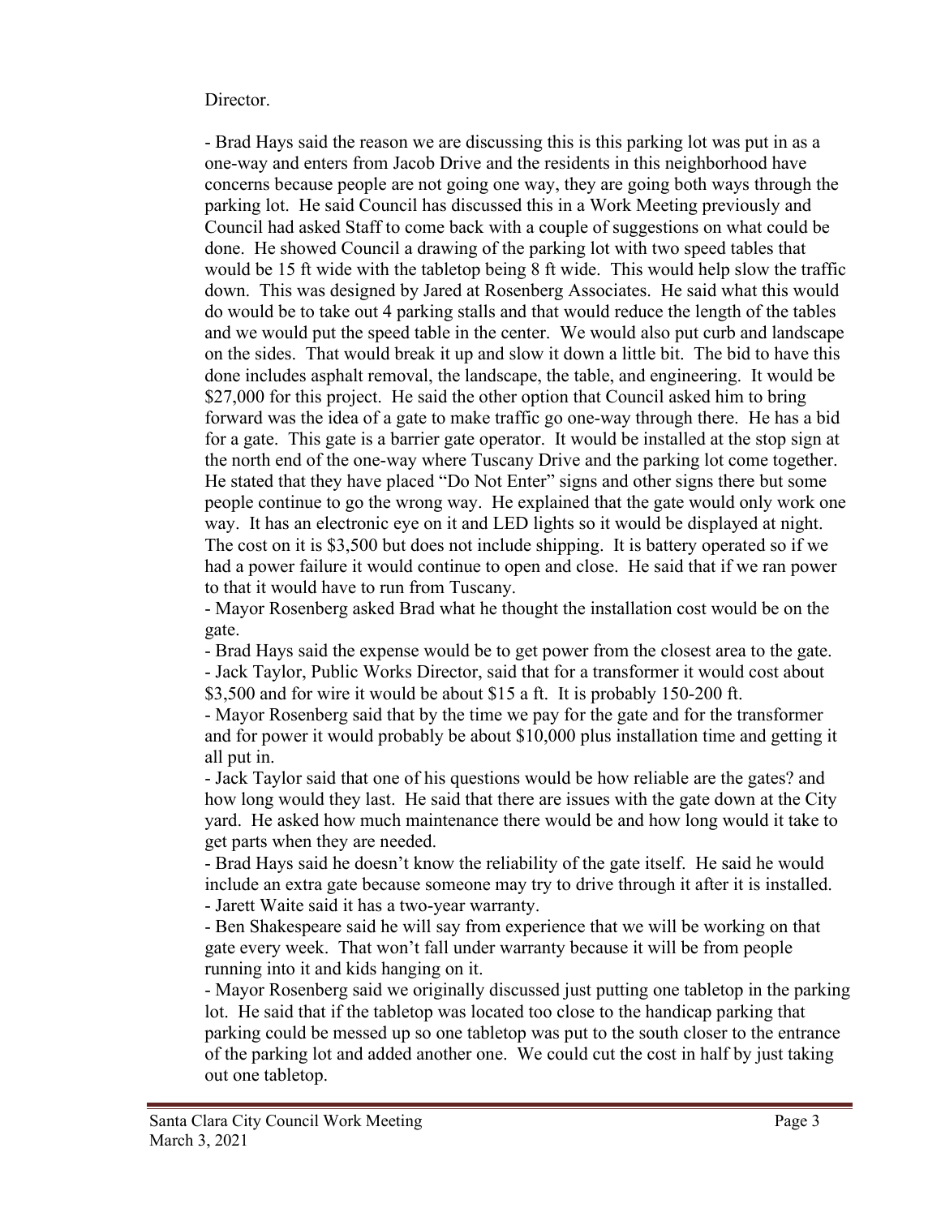Director.

- Brad Hays said the reason we are discussing this is this parking lot was put in as a one-way and enters from Jacob Drive and the residents in this neighborhood have concerns because people are not going one way, they are going both ways through the parking lot. He said Council has discussed this in a Work Meeting previously and Council had asked Staff to come back with a couple of suggestions on what could be done. He showed Council a drawing of the parking lot with two speed tables that would be 15 ft wide with the tabletop being 8 ft wide. This would help slow the traffic down. This was designed by Jared at Rosenberg Associates. He said what this would do would be to take out 4 parking stalls and that would reduce the length of the tables and we would put the speed table in the center. We would also put curb and landscape on the sides. That would break it up and slow it down a little bit. The bid to have this done includes asphalt removal, the landscape, the table, and engineering. It would be $27,000 for this project. He said the other option that Council asked him to bring forward was the idea of a gate to make traffic go one-way through there. He has a bid for a gate. This gate is a barrier gate operator. It would be installed at the stop sign at the north end of the one-way where Tuscany Drive and the parking lot come together. He stated that they have placed "Do Not Enter" signs and other signs there but some people continue to go the wrong way. He explained that the gate would only work one way. It has an electronic eye on it and LED lights so it would be displayed at night. The cost on it is $3,500 but does not include shipping. It is battery operated so if we had a power failure it would continue to open and close. He said that if we ran power to that it would have to run from Tuscany.
- Mayor Rosenberg asked Brad what he thought the installation cost would be on the gate.
- Brad Hays said the expense would be to get power from the closest area to the gate.
- Jack Taylor, Public Works Director, said that for a transformer it would cost about $3,500 and for wire it would be about $15 a ft. It is probably 150-200 ft.
- Mayor Rosenberg said that by the time we pay for the gate and for the transformer and for power it would probably be about $10,000 plus installation time and getting it all put in.
- Jack Taylor said that one of his questions would be how reliable are the gates? and how long would they last. He said that there are issues with the gate down at the City yard. He asked how much maintenance there would be and how long would it take to get parts when they are needed.
- Brad Hays said he doesn't know the reliability of the gate itself. He said he would include an extra gate because someone may try to drive through it after it is installed.
- Jarett Waite said it has a two-year warranty.
- Ben Shakespeare said he will say from experience that we will be working on that gate every week. That won't fall under warranty because it will be from people running into it and kids hanging on it.
- Mayor Rosenberg said we originally discussed just putting one tabletop in the parking lot. He said that if the tabletop was located too close to the handicap parking that parking could be messed up so one tabletop was put to the south closer to the entrance of the parking lot and added another one. We could cut the cost in half by just taking out one tabletop.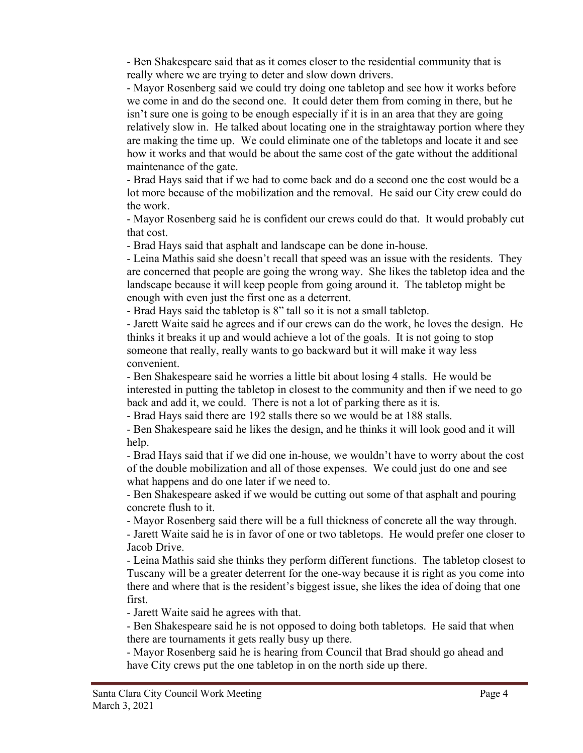- Ben Shakespeare said that as it comes closer to the residential community that is really where we are trying to deter and slow down drivers.
- Mayor Rosenberg said we could try doing one tabletop and see how it works before we come in and do the second one. It could deter them from coming in there, but he isn't sure one is going to be enough especially if it is in an area that they are going relatively slow in. He talked about locating one in the straightaway portion where they are making the time up. We could eliminate one of the tabletops and locate it and see how it works and that would be about the same cost of the gate without the additional maintenance of the gate.
- Brad Hays said that if we had to come back and do a second one the cost would be a lot more because of the mobilization and the removal. He said our City crew could do the work.
- Mayor Rosenberg said he is confident our crews could do that. It would probably cut that cost.
- Brad Hays said that asphalt and landscape can be done in-house.
- Leina Mathis said she doesn't recall that speed was an issue with the residents. They are concerned that people are going the wrong way. She likes the tabletop idea and the landscape because it will keep people from going around it. The tabletop might be enough with even just the first one as a deterrent.
- Brad Hays said the tabletop is 8" tall so it is not a small tabletop.
- Jarett Waite said he agrees and if our crews can do the work, he loves the design. He thinks it breaks it up and would achieve a lot of the goals. It is not going to stop someone that really, really wants to go backward but it will make it way less convenient.
- Ben Shakespeare said he worries a little bit about losing 4 stalls. He would be interested in putting the tabletop in closest to the community and then if we need to go back and add it, we could. There is not a lot of parking there as it is.
- Brad Hays said there are 192 stalls there so we would be at 188 stalls.
- Ben Shakespeare said he likes the design, and he thinks it will look good and it will help.
- Brad Hays said that if we did one in-house, we wouldn't have to worry about the cost of the double mobilization and all of those expenses. We could just do one and see what happens and do one later if we need to.
- Ben Shakespeare asked if we would be cutting out some of that asphalt and pouring concrete flush to it.
- Mayor Rosenberg said there will be a full thickness of concrete all the way through.
- Jarett Waite said he is in favor of one or two tabletops. He would prefer one closer to Jacob Drive.
- Leina Mathis said she thinks they perform different functions. The tabletop closest to Tuscany will be a greater deterrent for the one-way because it is right as you come into there and where that is the resident's biggest issue, she likes the idea of doing that one first.
- Jarett Waite said he agrees with that.
- Ben Shakespeare said he is not opposed to doing both tabletops. He said that when there are tournaments it gets really busy up there.
- Mayor Rosenberg said he is hearing from Council that Brad should go ahead and have City crews put the one tabletop in on the north side up there.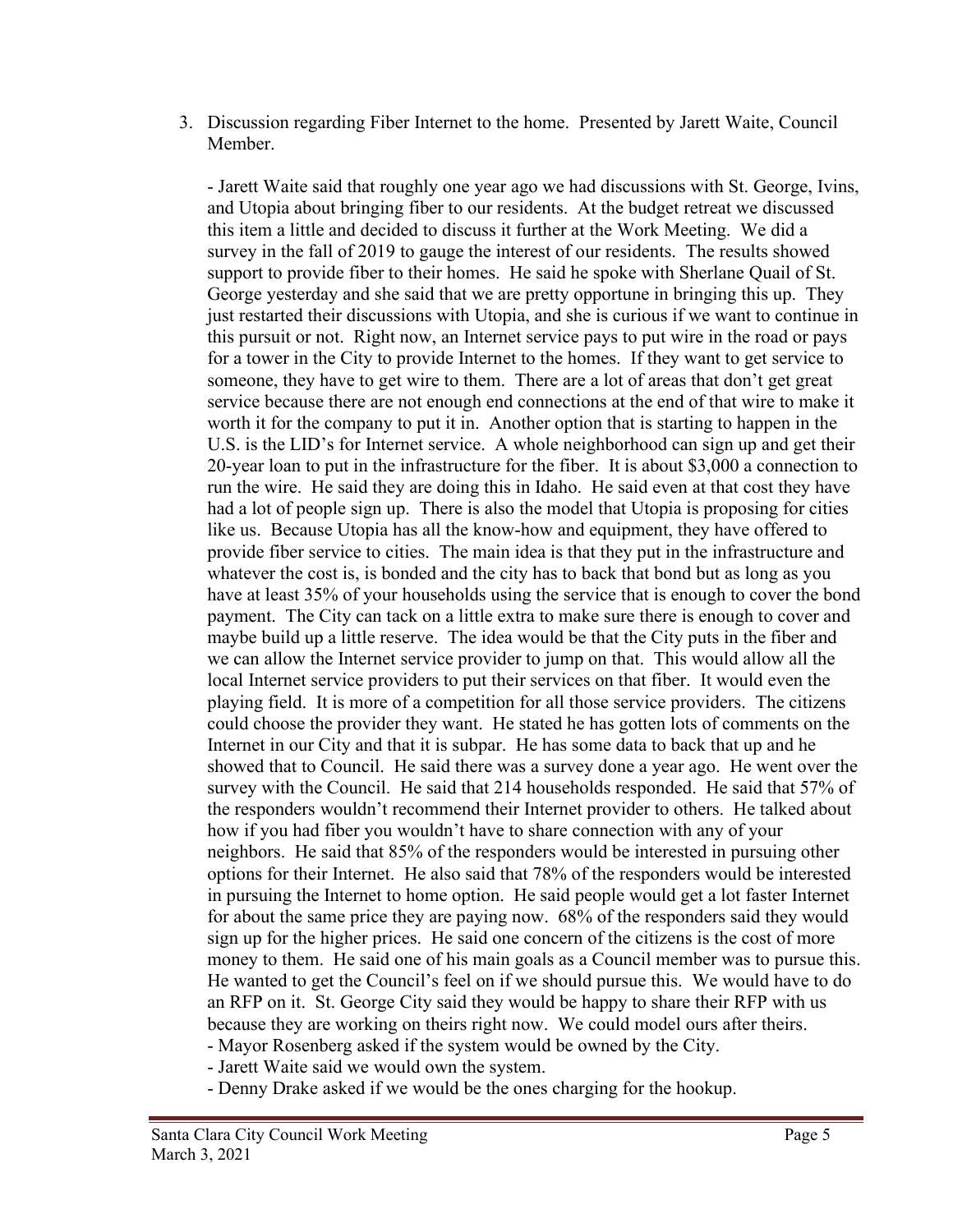3. Discussion regarding Fiber Internet to the home. Presented by Jarett Waite, Council Member.

   - Jarett Waite said that roughly one year ago we had discussions with St. George, Ivins, and Utopia about bringing fiber to our residents. At the budget retreat we discussed this item a little and decided to discuss it further at the Work Meeting. We did a survey in the fall of 2019 to gauge the interest of our residents. The results showed support to provide fiber to their homes. He said he spoke with Sherlane Quail of St. George yesterday and she said that we are pretty opportune in bringing this up. They just restarted their discussions with Utopia, and she is curious if we want to continue in this pursuit or not. Right now, an Internet service pays to put wire in the road or pays for a tower in the City to provide Internet to the homes. If they want to get service to someone, they have to get wire to them. There are a lot of areas that don't get great service because there are not enough end connections at the end of that wire to make it worth it for the company to put it in. Another option that is starting to happen in the U.S. is the LID's for Internet service. A whole neighborhood can sign up and get their 20-year loan to put in the infrastructure for the fiber. It is about $3,000 a connection to run the wire. He said they are doing this in Idaho. He said even at that cost they have had a lot of people sign up. There is also the model that Utopia is proposing for cities like us. Because Utopia has all the know-how and equipment, they have offered to provide fiber service to cities. The main idea is that they put in the infrastructure and whatever the cost is, is bonded and the city has to back that bond but as long as you have at least 35% of your households using the service that is enough to cover the bond payment. The City can tack on a little extra to make sure there is enough to cover and maybe build up a little reserve. The idea would be that the City puts in the fiber and we can allow the Internet service provider to jump on that. This would allow all the local Internet service providers to put their services on that fiber. It would even the playing field. It is more of a competition for all those service providers. The citizens could choose the provider they want. He stated he has gotten lots of comments on the Internet in our City and that it is subpar. He has some data to back that up and he showed that to Council. He said there was a survey done a year ago. He went over the survey with the Council. He said that 214 households responded. He said that 57% of the responders wouldn't recommend their Internet provider to others. He talked about how if you had fiber you wouldn't have to share connection with any of your neighbors. He said that 85% of the responders would be interested in pursuing other options for their Internet. He also said that 78% of the responders would be interested in pursuing the Internet to home option. He said people would get a lot faster Internet for about the same price they are paying now. 68% of the responders said they would sign up for the higher prices. He said one concern of the citizens is the cost of more money to them. He said one of his main goals as a Council member was to pursue this. He wanted to get the Council's feel on if we should pursue this. We would have to do an RFP on it. St. George City said they would be happy to share their RFP with us because they are working on theirs right now. We could model ours after theirs.
   - Mayor Rosenberg asked if the system would be owned by the City.
   - Jarett Waite said we would own the system.
   - Denny Drake asked if we would be the ones charging for the hookup.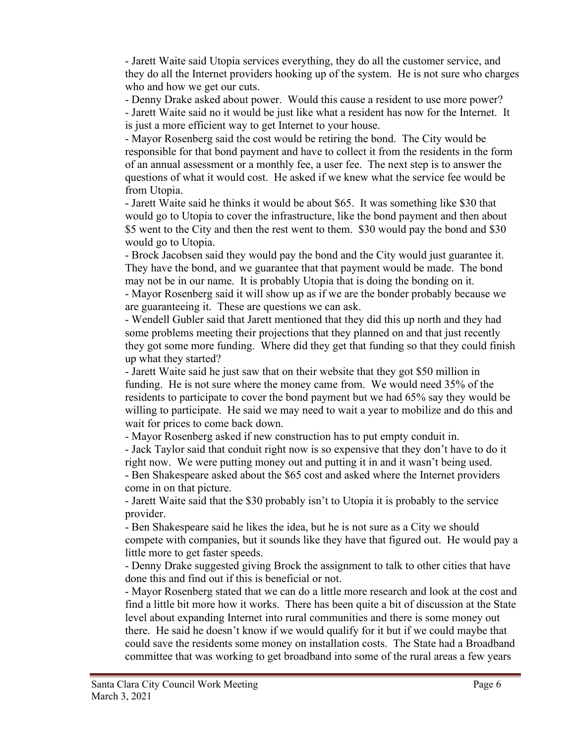- Jarett Waite said Utopia services everything, they do all the customer service, and they do all the Internet providers hooking up of the system. He is not sure who charges who and how we get our cuts.

- Denny Drake asked about power. Would this cause a resident to use more power?

- Jarett Waite said no it would be just like what a resident has now for the Internet. It is just a more efficient way to get Internet to your house.

- Mayor Rosenberg said the cost would be retiring the bond. The City would be responsible for that bond payment and have to collect it from the residents in the form of an annual assessment or a monthly fee, a user fee. The next step is to answer the questions of what it would cost. He asked if we knew what the service fee would be from Utopia.

- Jarett Waite said he thinks it would be about $65. It was something like $30 that would go to Utopia to cover the infrastructure, like the bond payment and then about $5 went to the City and then the rest went to them. $30 would pay the bond and $30 would go to Utopia.

- Brock Jacobsen said they would pay the bond and the City would just guarantee it. They have the bond, and we guarantee that that payment would be made. The bond may not be in our name. It is probably Utopia that is doing the bonding on it.

- Mayor Rosenberg said it will show up as if we are the bonder probably because we are guaranteeing it. These are questions we can ask.

- Wendell Gubler said that Jarett mentioned that they did this up north and they had some problems meeting their projections that they planned on and that just recently they got some more funding. Where did they get that funding so that they could finish up what they started?

- Jarett Waite said he just saw that on their website that they got $50 million in funding. He is not sure where the money came from. We would need 35% of the residents to participate to cover the bond payment but we had 65% say they would be willing to participate. He said we may need to wait a year to mobilize and do this and wait for prices to come back down.

- Mayor Rosenberg asked if new construction has to put empty conduit in.

- Jack Taylor said that conduit right now is so expensive that they don't have to do it right now. We were putting money out and putting it in and it wasn't being used.

- Ben Shakespeare asked about the $65 cost and asked where the Internet providers come in on that picture.

- Jarett Waite said that the $30 probably isn't to Utopia it is probably to the service provider.

- Ben Shakespeare said he likes the idea, but he is not sure as a City we should compete with companies, but it sounds like they have that figured out. He would pay a little more to get faster speeds.

- Denny Drake suggested giving Brock the assignment to talk to other cities that have done this and find out if this is beneficial or not.

- Mayor Rosenberg stated that we can do a little more research and look at the cost and find a little bit more how it works. There has been quite a bit of discussion at the State level about expanding Internet into rural communities and there is some money out there. He said he doesn't know if we would qualify for it but if we could maybe that could save the residents some money on installation costs. The State had a Broadband committee that was working to get broadband into some of the rural areas a few years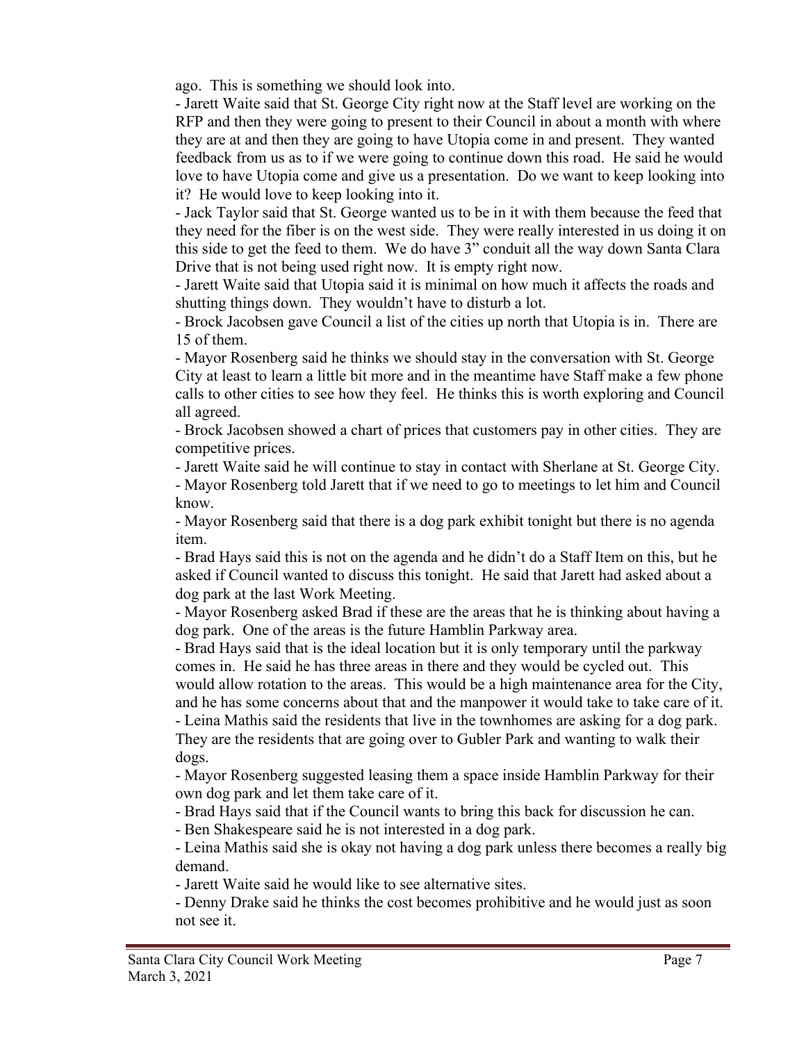ago. This is something we should look into.

- Jarett Waite said that St. George City right now at the Staff level are working on the RFP and then they were going to present to their Council in about a month with where they are at and then they are going to have Utopia come in and present. They wanted feedback from us as to if we were going to continue down this road. He said he would love to have Utopia come and give us a presentation. Do we want to keep looking into it? He would love to keep looking into it.
- Jack Taylor said that St. George wanted us to be in it with them because the feed that they need for the fiber is on the west side. They were really interested in us doing it on this side to get the feed to them. We do have 3" conduit all the way down Santa Clara Drive that is not being used right now. It is empty right now.
- Jarett Waite said that Utopia said it is minimal on how much it affects the roads and shutting things down. They wouldn't have to disturb a lot.
- Brock Jacobsen gave Council a list of the cities up north that Utopia is in. There are 15 of them.
- Mayor Rosenberg said he thinks we should stay in the conversation with St. George City at least to learn a little bit more and in the meantime have Staff make a few phone calls to other cities to see how they feel. He thinks this is worth exploring and Council all agreed.
- Brock Jacobsen showed a chart of prices that customers pay in other cities. They are competitive prices.
- Jarett Waite said he will continue to stay in contact with Sherlane at St. George City.
- Mayor Rosenberg told Jarett that if we need to go to meetings to let him and Council know.
- Mayor Rosenberg said that there is a dog park exhibit tonight but there is no agenda item.
- Brad Hays said this is not on the agenda and he didn't do a Staff Item on this, but he asked if Council wanted to discuss this tonight. He said that Jarett had asked about a dog park at the last Work Meeting.
- Mayor Rosenberg asked Brad if these are the areas that he is thinking about having a dog park. One of the areas is the future Hamblin Parkway area.
- Brad Hays said that is the ideal location but it is only temporary until the parkway comes in. He said he has three areas in there and they would be cycled out. This would allow rotation to the areas. This would be a high maintenance area for the City, and he has some concerns about that and the manpower it would take to take care of it.
- Leina Mathis said the residents that live in the townhomes are asking for a dog park. They are the residents that are going over to Gubler Park and wanting to walk their dogs.
- Mayor Rosenberg suggested leasing them a space inside Hamblin Parkway for their own dog park and let them take care of it.
- Brad Hays said that if the Council wants to bring this back for discussion he can.
- Ben Shakespeare said he is not interested in a dog park.
- Leina Mathis said she is okay not having a dog park unless there becomes a really big demand.
- Jarett Waite said he would like to see alternative sites.
- Denny Drake said he thinks the cost becomes prohibitive and he would just as soon not see it.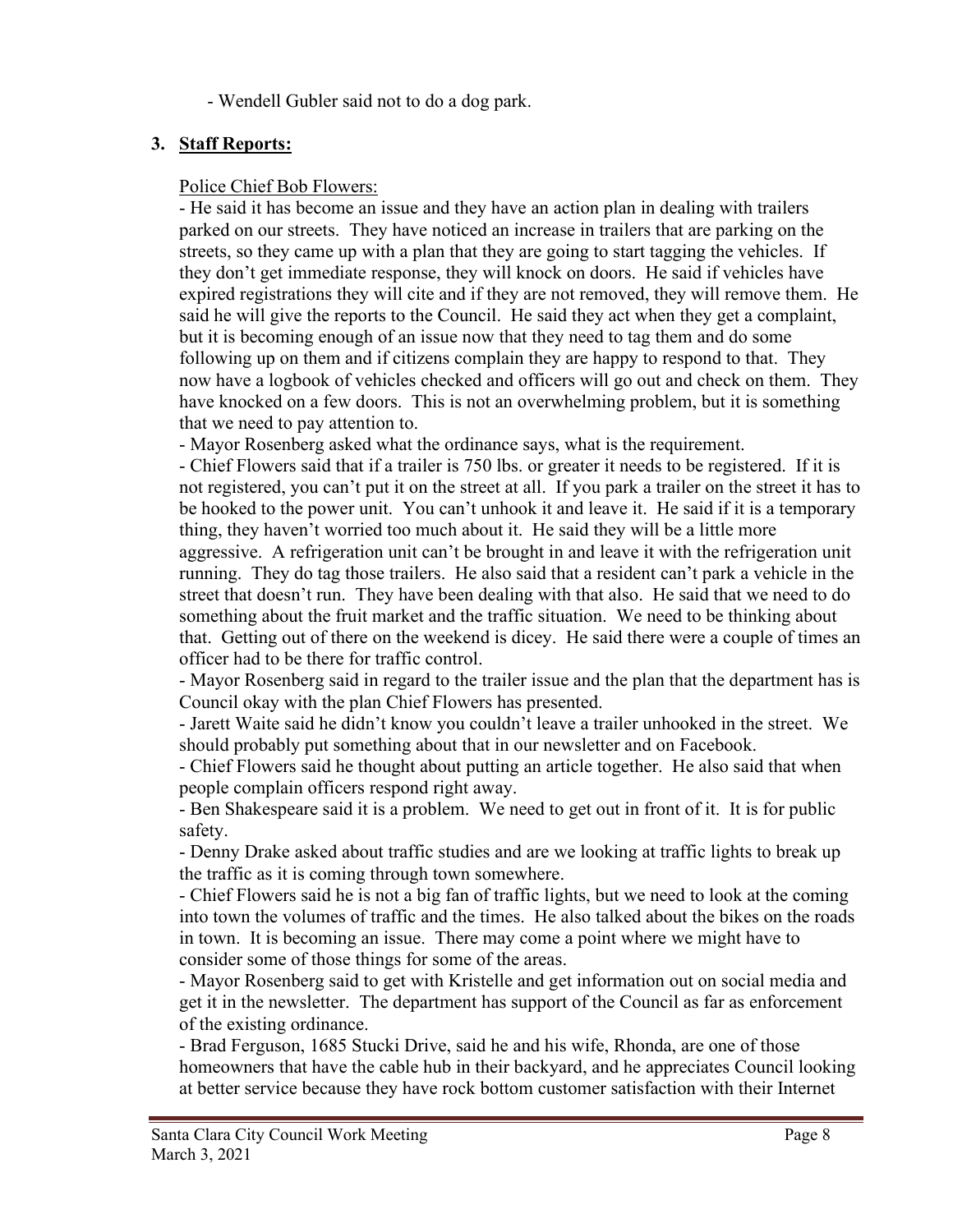- Wendell Gubler said not to do a dog park.

## 3. Staff Reports:

Police Chief Bob Flowers:

- He said it has become an issue and they have an action plan in dealing with trailers parked on our streets. They have noticed an increase in trailers that are parking on the streets, so they came up with a plan that they are going to start tagging the vehicles. If they don't get immediate response, they will knock on doors. He said if vehicles have expired registrations they will cite and if they are not removed, they will remove them. He said he will give the reports to the Council. He said they act when they get a complaint, but it is becoming enough of an issue now that they need to tag them and do some following up on them and if citizens complain they are happy to respond to that. They now have a logbook of vehicles checked and officers will go out and check on them. They have knocked on a few doors. This is not an overwhelming problem, but it is something that we need to pay attention to.
- Mayor Rosenberg asked what the ordinance says, what is the requirement.
- Chief Flowers said that if a trailer is 750 lbs. or greater it needs to be registered. If it is not registered, you can't put it on the street at all. If you park a trailer on the street it has to be hooked to the power unit. You can't unhook it and leave it. He said if it is a temporary thing, they haven't worried too much about it. He said they will be a little more aggressive. A refrigeration unit can't be brought in and leave it with the refrigeration unit running. They do tag those trailers. He also said that a resident can't park a vehicle in the street that doesn't run. They have been dealing with that also. He said that we need to do something about the fruit market and the traffic situation. We need to be thinking about that. Getting out of there on the weekend is dicey. He said there were a couple of times an officer had to be there for traffic control.
- Mayor Rosenberg said in regard to the trailer issue and the plan that the department has is Council okay with the plan Chief Flowers has presented.
- Jarett Waite said he didn't know you couldn't leave a trailer unhooked in the street. We should probably put something about that in our newsletter and on Facebook.
- Chief Flowers said he thought about putting an article together. He also said that when people complain officers respond right away.
- Ben Shakespeare said it is a problem. We need to get out in front of it. It is for public safety.
- Denny Drake asked about traffic studies and are we looking at traffic lights to break up the traffic as it is coming through town somewhere.
- Chief Flowers said he is not a big fan of traffic lights, but we need to look at the coming into town the volumes of traffic and the times. He also talked about the bikes on the roads in town. It is becoming an issue. There may come a point where we might have to consider some of those things for some of the areas.
- Mayor Rosenberg said to get with Kristelle and get information out on social media and get it in the newsletter. The department has support of the Council as far as enforcement of the existing ordinance.
- Brad Ferguson, 1685 Stucki Drive, said he and his wife, Rhonda, are one of those homeowners that have the cable hub in their backyard, and he appreciates Council looking at better service because they have rock bottom customer satisfaction with their Internet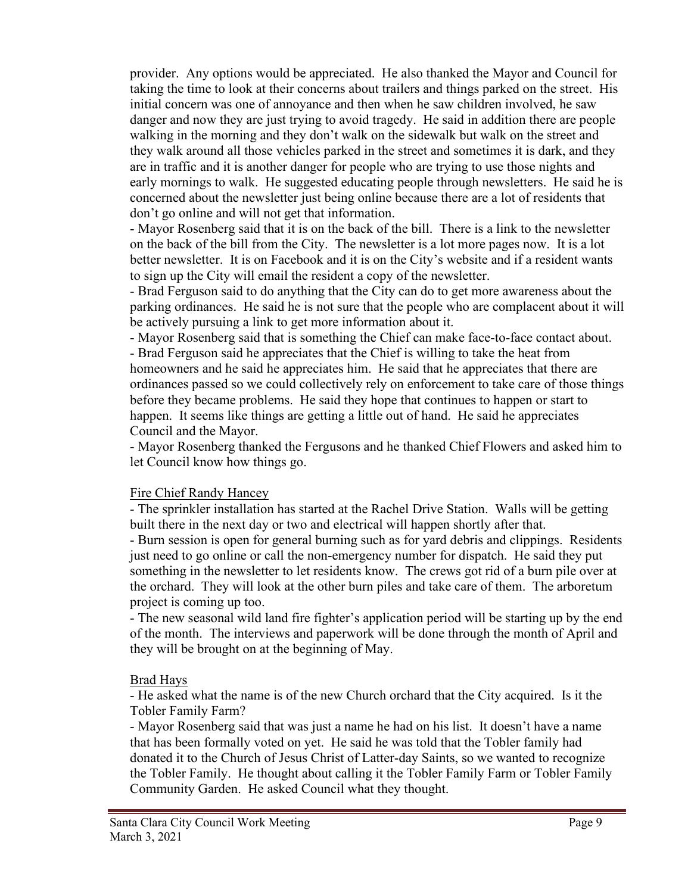provider. Any options would be appreciated. He also thanked the Mayor and Council for taking the time to look at their concerns about trailers and things parked on the street. His initial concern was one of annoyance and then when he saw children involved, he saw danger and now they are just trying to avoid tragedy. He said in addition there are people walking in the morning and they don't walk on the sidewalk but walk on the street and they walk around all those vehicles parked in the street and sometimes it is dark, and they are in traffic and it is another danger for people who are trying to use those nights and early mornings to walk. He suggested educating people through newsletters. He said he is concerned about the newsletter just being online because there are a lot of residents that don't go online and will not get that information.

- Mayor Rosenberg said that it is on the back of the bill. There is a link to the newsletter on the back of the bill from the City. The newsletter is a lot more pages now. It is a lot better newsletter. It is on Facebook and it is on the City's website and if a resident wants to sign up the City will email the resident a copy of the newsletter.
- Brad Ferguson said to do anything that the City can do to get more awareness about the parking ordinances. He said he is not sure that the people who are complacent about it will be actively pursuing a link to get more information about it.
- Mayor Rosenberg said that is something the Chief can make face-to-face contact about.
- Brad Ferguson said he appreciates that the Chief is willing to take the heat from homeowners and he said he appreciates him. He said that he appreciates that there are ordinances passed so we could collectively rely on enforcement to take care of those things before they became problems. He said they hope that continues to happen or start to happen. It seems like things are getting a little out of hand. He said he appreciates Council and the Mayor.
- Mayor Rosenberg thanked the Fergusons and he thanked Chief Flowers and asked him to let Council know how things go.

Fire Chief Randy Hancey

- The sprinkler installation has started at the Rachel Drive Station. Walls will be getting built there in the next day or two and electrical will happen shortly after that.
- Burn session is open for general burning such as for yard debris and clippings. Residents just need to go online or call the non-emergency number for dispatch. He said they put something in the newsletter to let residents know. The crews got rid of a burn pile over at the orchard. They will look at the other burn piles and take care of them. The arboretum project is coming up too.
- The new seasonal wild land fire fighter's application period will be starting up by the end of the month. The interviews and paperwork will be done through the month of April and they will be brought on at the beginning of May.

Brad Hays

- He asked what the name is of the new Church orchard that the City acquired. Is it the Tobler Family Farm?
- Mayor Rosenberg said that was just a name he had on his list. It doesn't have a name that has been formally voted on yet. He said he was told that the Tobler family had donated it to the Church of Jesus Christ of Latter-day Saints, so we wanted to recognize the Tobler Family. He thought about calling it the Tobler Family Farm or Tobler Family Community Garden. He asked Council what they thought.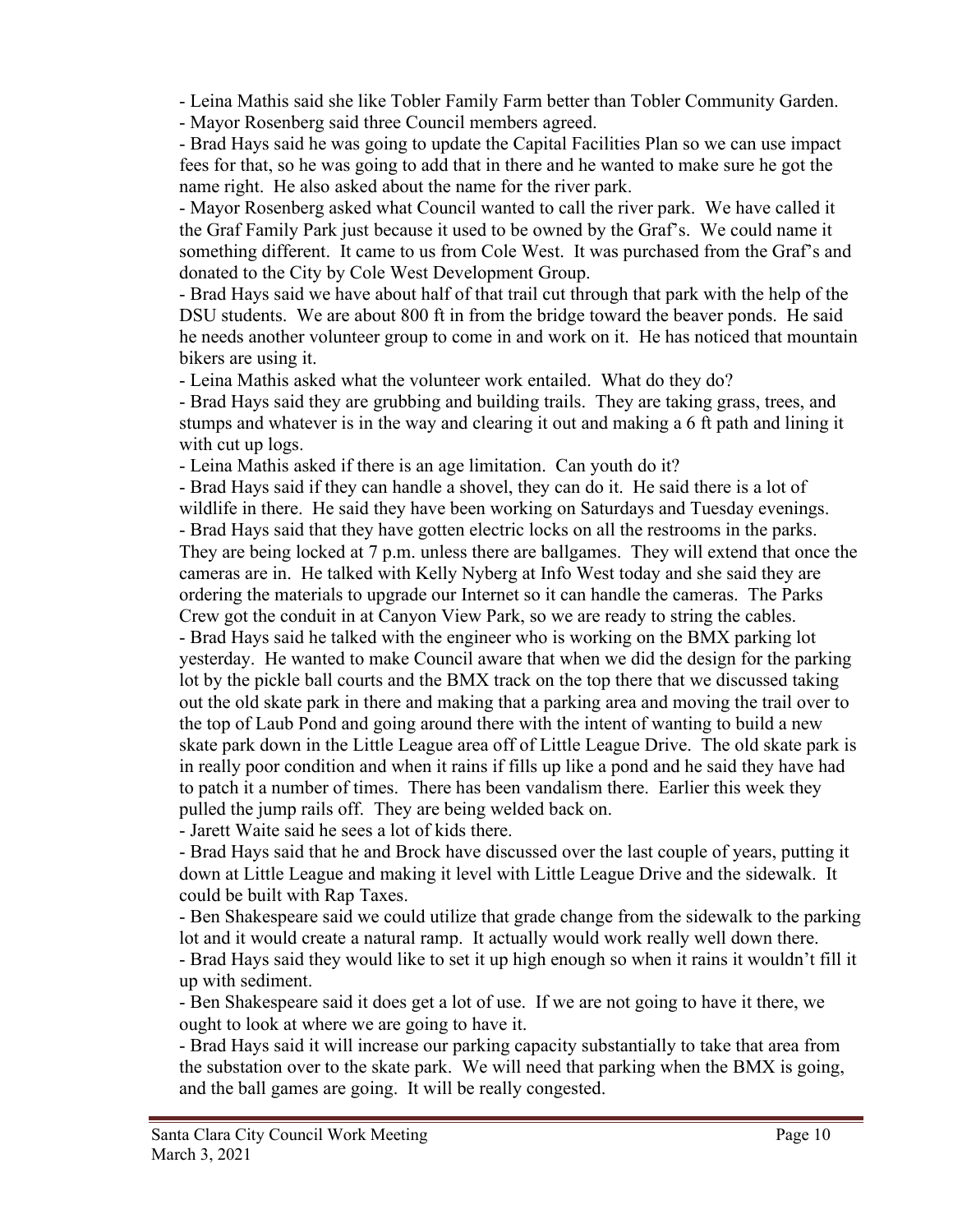- Leina Mathis said she like Tobler Family Farm better than Tobler Community Garden.
- Mayor Rosenberg said three Council members agreed.
- Brad Hays said he was going to update the Capital Facilities Plan so we can use impact fees for that, so he was going to add that in there and he wanted to make sure he got the name right. He also asked about the name for the river park.
- Mayor Rosenberg asked what Council wanted to call the river park. We have called it the Graf Family Park just because it used to be owned by the Graf's. We could name it something different. It came to us from Cole West. It was purchased from the Graf's and donated to the City by Cole West Development Group.
- Brad Hays said we have about half of that trail cut through that park with the help of the DSU students. We are about 800 ft in from the bridge toward the beaver ponds. He said he needs another volunteer group to come in and work on it. He has noticed that mountain bikers are using it.
- Leina Mathis asked what the volunteer work entailed. What do they do?
- Brad Hays said they are grubbing and building trails. They are taking grass, trees, and stumps and whatever is in the way and clearing it out and making a 6 ft path and lining it with cut up logs.
- Leina Mathis asked if there is an age limitation. Can youth do it?
- Brad Hays said if they can handle a shovel, they can do it. He said there is a lot of wildlife in there. He said they have been working on Saturdays and Tuesday evenings.
- Brad Hays said that they have gotten electric locks on all the restrooms in the parks. They are being locked at 7 p.m. unless there are ballgames. They will extend that once the cameras are in. He talked with Kelly Nyberg at Info West today and she said they are ordering the materials to upgrade our Internet so it can handle the cameras. The Parks Crew got the conduit in at Canyon View Park, so we are ready to string the cables.
- Brad Hays said he talked with the engineer who is working on the BMX parking lot yesterday. He wanted to make Council aware that when we did the design for the parking lot by the pickle ball courts and the BMX track on the top there that we discussed taking out the old skate park in there and making that a parking area and moving the trail over to the top of Laub Pond and going around there with the intent of wanting to build a new skate park down in the Little League area off of Little League Drive. The old skate park is in really poor condition and when it rains if fills up like a pond and he said they have had to patch it a number of times. There has been vandalism there. Earlier this week they pulled the jump rails off. They are being welded back on.
- Jarett Waite said he sees a lot of kids there.
- Brad Hays said that he and Brock have discussed over the last couple of years, putting it down at Little League and making it level with Little League Drive and the sidewalk. It could be built with Rap Taxes.
- Ben Shakespeare said we could utilize that grade change from the sidewalk to the parking lot and it would create a natural ramp. It actually would work really well down there.
- Brad Hays said they would like to set it up high enough so when it rains it wouldn't fill it up with sediment.
- Ben Shakespeare said it does get a lot of use. If we are not going to have it there, we ought to look at where we are going to have it.
- Brad Hays said it will increase our parking capacity substantially to take that area from the substation over to the skate park. We will need that parking when the BMX is going, and the ball games are going. It will be really congested.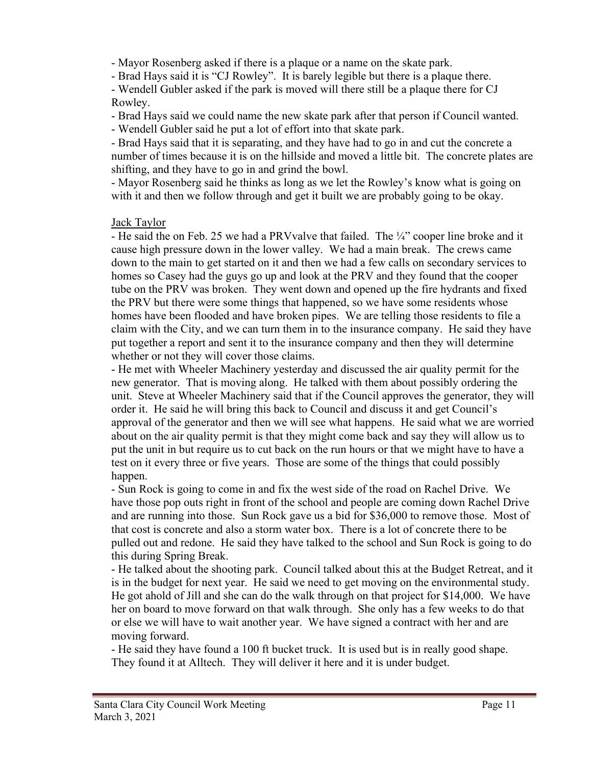- Mayor Rosenberg asked if there is a plaque or a name on the skate park.
- Brad Hays said it is "CJ Rowley". It is barely legible but there is a plaque there.
- Wendell Gubler asked if the park is moved will there still be a plaque there for CJ Rowley.
- Brad Hays said we could name the new skate park after that person if Council wanted.
- Wendell Gubler said he put a lot of effort into that skate park.
- Brad Hays said that it is separating, and they have had to go in and cut the concrete a number of times because it is on the hillside and moved a little bit. The concrete plates are shifting, and they have to go in and grind the bowl.
- Mayor Rosenberg said he thinks as long as we let the Rowley's know what is going on with it and then we follow through and get it built we are probably going to be okay.

Jack Taylor

- He said the on Feb. 25 we had a PRVvalve that failed. The ¼" cooper line broke and it cause high pressure down in the lower valley. We had a main break. The crews came down to the main to get started on it and then we had a few calls on secondary services to homes so Casey had the guys go up and look at the PRV and they found that the cooper tube on the PRV was broken. They went down and opened up the fire hydrants and fixed the PRV but there were some things that happened, so we have some residents whose homes have been flooded and have broken pipes. We are telling those residents to file a claim with the City, and we can turn them in to the insurance company. He said they have put together a report and sent it to the insurance company and then they will determine whether or not they will cover those claims.
- He met with Wheeler Machinery yesterday and discussed the air quality permit for the new generator. That is moving along. He talked with them about possibly ordering the unit. Steve at Wheeler Machinery said that if the Council approves the generator, they will order it. He said he will bring this back to Council and discuss it and get Council's approval of the generator and then we will see what happens. He said what we are worried about on the air quality permit is that they might come back and say they will allow us to put the unit in but require us to cut back on the run hours or that we might have to have a test on it every three or five years. Those are some of the things that could possibly happen.
- Sun Rock is going to come in and fix the west side of the road on Rachel Drive. We have those pop outs right in front of the school and people are coming down Rachel Drive and are running into those. Sun Rock gave us a bid for $36,000 to remove those. Most of that cost is concrete and also a storm water box. There is a lot of concrete there to be pulled out and redone. He said they have talked to the school and Sun Rock is going to do this during Spring Break.
- He talked about the shooting park. Council talked about this at the Budget Retreat, and it is in the budget for next year. He said we need to get moving on the environmental study. He got ahold of Jill and she can do the walk through on that project for $14,000. We have her on board to move forward on that walk through. She only has a few weeks to do that or else we will have to wait another year. We have signed a contract with her and are moving forward.
- He said they have found a 100 ft bucket truck. It is used but is in really good shape. They found it at Alltech. They will deliver it here and it is under budget.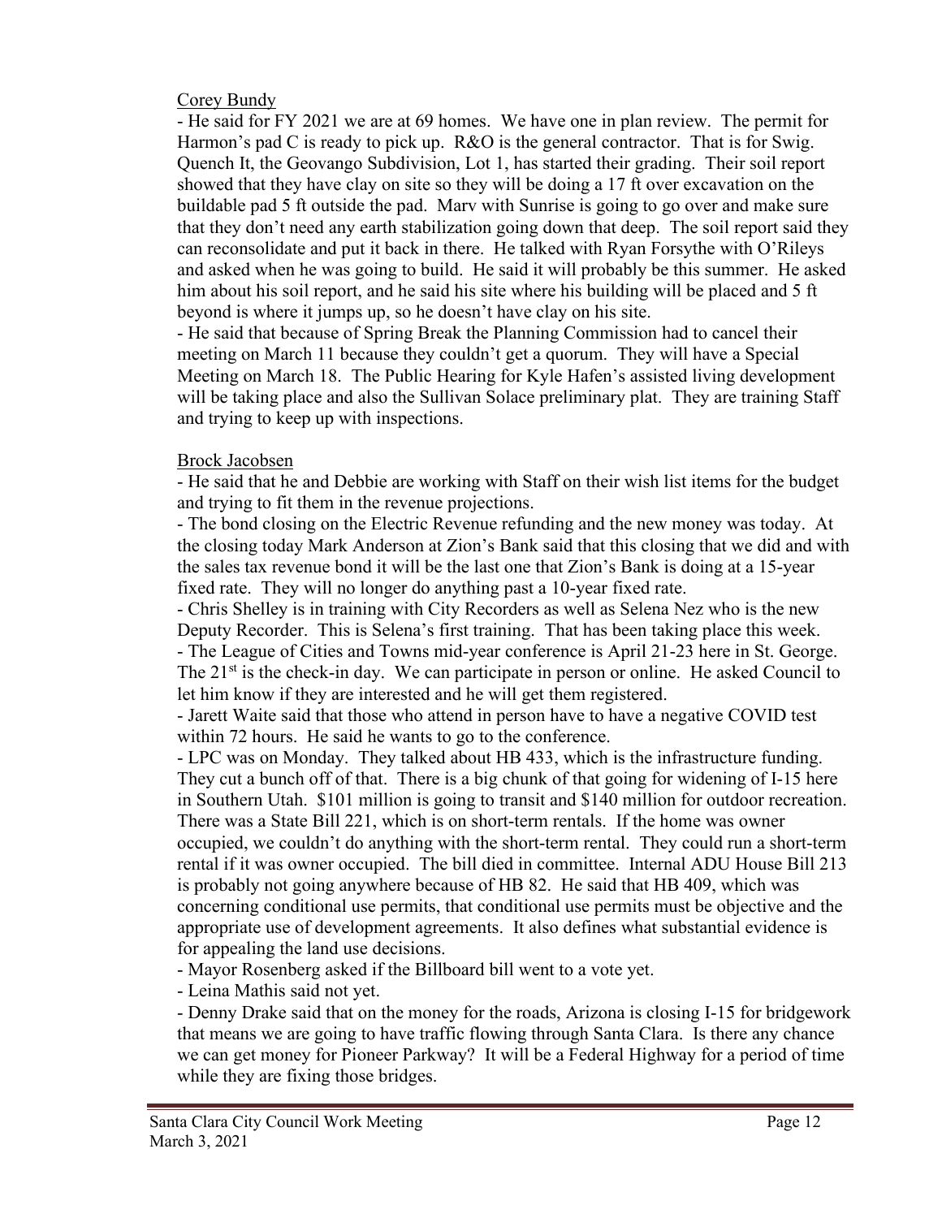Corey Bundy

- He said for FY 2021 we are at 69 homes. We have one in plan review. The permit for Harmon's pad C is ready to pick up. R&O is the general contractor. That is for Swig. Quench It, the Geovango Subdivision, Lot 1, has started their grading. Their soil report showed that they have clay on site so they will be doing a 17 ft over excavation on the buildable pad 5 ft outside the pad. Marv with Sunrise is going to go over and make sure that they don't need any earth stabilization going down that deep. The soil report said they can reconsolidate and put it back in there. He talked with Ryan Forsythe with O'Rileys and asked when he was going to build. He said it will probably be this summer. He asked him about his soil report, and he said his site where his building will be placed and 5 ft beyond is where it jumps up, so he doesn't have clay on his site.
- He said that because of Spring Break the Planning Commission had to cancel their meeting on March 11 because they couldn't get a quorum. They will have a Special Meeting on March 18. The Public Hearing for Kyle Hafen's assisted living development will be taking place and also the Sullivan Solace preliminary plat. They are training Staff and trying to keep up with inspections.

Brock Jacobsen

- He said that he and Debbie are working with Staff on their wish list items for the budget and trying to fit them in the revenue projections.
- The bond closing on the Electric Revenue refunding and the new money was today. At the closing today Mark Anderson at Zion's Bank said that this closing that we did and with the sales tax revenue bond it will be the last one that Zion's Bank is doing at a 15-year fixed rate. They will no longer do anything past a 10-year fixed rate.
- Chris Shelley is in training with City Recorders as well as Selena Nez who is the new Deputy Recorder. This is Selena's first training. That has been taking place this week.
- The League of Cities and Towns mid-year conference is April 21-23 here in St. George. The 21st is the check-in day. We can participate in person or online. He asked Council to let him know if they are interested and he will get them registered.
- Jarett Waite said that those who attend in person have to have a negative COVID test within 72 hours. He said he wants to go to the conference.
- LPC was on Monday. They talked about HB 433, which is the infrastructure funding. They cut a bunch off of that. There is a big chunk of that going for widening of I-15 here in Southern Utah. $101 million is going to transit and $140 million for outdoor recreation. There was a State Bill 221, which is on short-term rentals. If the home was owner occupied, we couldn't do anything with the short-term rental. They could run a short-term rental if it was owner occupied. The bill died in committee. Internal ADU House Bill 213 is probably not going anywhere because of HB 82. He said that HB 409, which was concerning conditional use permits, that conditional use permits must be objective and the appropriate use of development agreements. It also defines what substantial evidence is for appealing the land use decisions.
- Mayor Rosenberg asked if the Billboard bill went to a vote yet.
- Leina Mathis said not yet.
- Denny Drake said that on the money for the roads, Arizona is closing I-15 for bridgework that means we are going to have traffic flowing through Santa Clara. Is there any chance we can get money for Pioneer Parkway? It will be a Federal Highway for a period of time while they are fixing those bridges.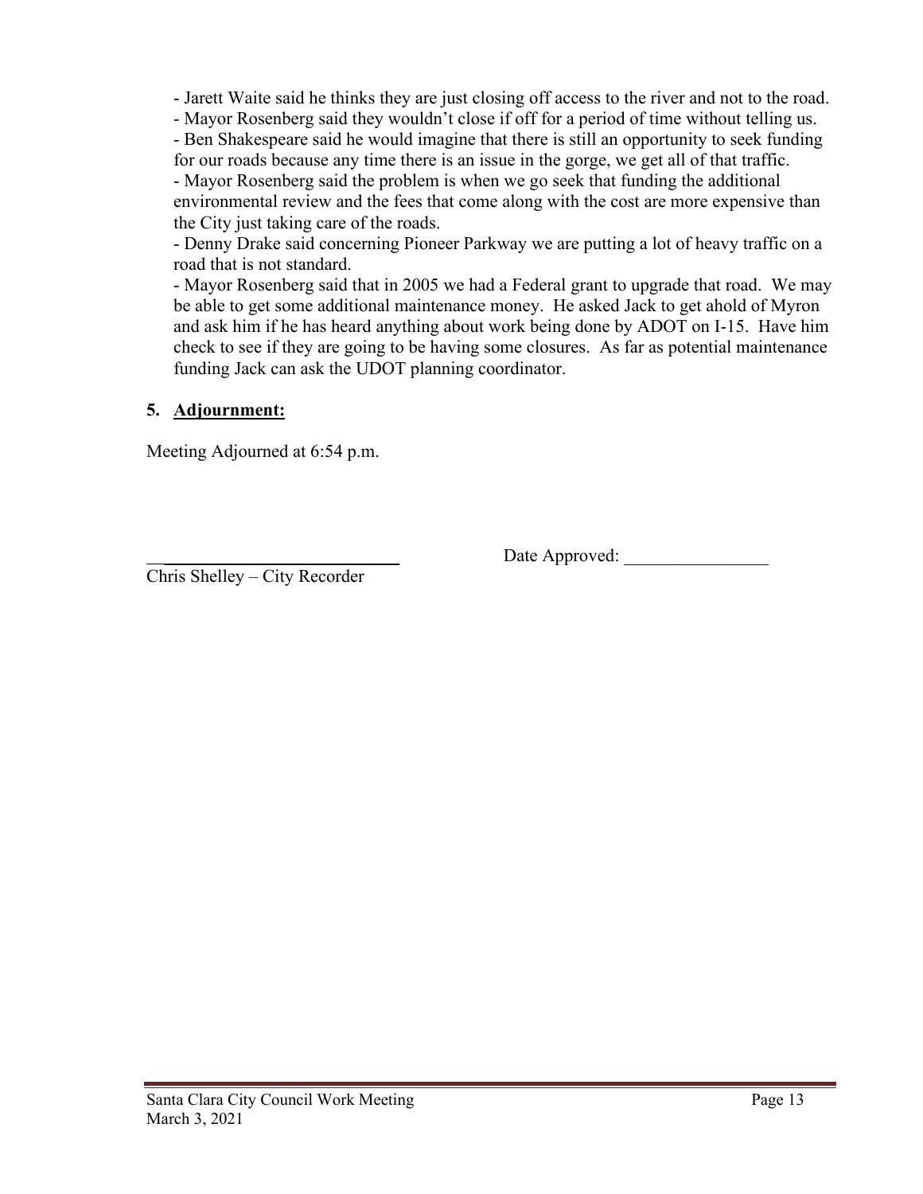- Jarett Waite said he thinks they are just closing off access to the river and not to the road.
- Mayor Rosenberg said they wouldn't close if off for a period of time without telling us.
- Ben Shakespeare said he would imagine that there is still an opportunity to seek funding for our roads because any time there is an issue in the gorge, we get all of that traffic.
- Mayor Rosenberg said the problem is when we go seek that funding the additional environmental review and the fees that come along with the cost are more expensive than the City just taking care of the roads.
- Denny Drake said concerning Pioneer Parkway we are putting a lot of heavy traffic on a road that is not standard.
- Mayor Rosenberg said that in 2005 we had a Federal grant to upgrade that road. We may be able to get some additional maintenance money. He asked Jack to get ahold of Myron and ask him if he has heard anything about work being done by ADOT on I-15. Have him check to see if they are going to be having some closures. As far as potential maintenance funding Jack can ask the UDOT planning coordinator.

**5. Adjournment:**

Meeting Adjourned at 6:54 p.m.

\_\_\_\_\_\_\_\_\_\_\_\_\_\_\_\_\_\_\_\_\_\_\_\_\_\_\_\_ Date Approved: \_\_\_\_\_\_\_\_\_\_\_\_\_\_\_\_

Chris Shelley – City Recorder